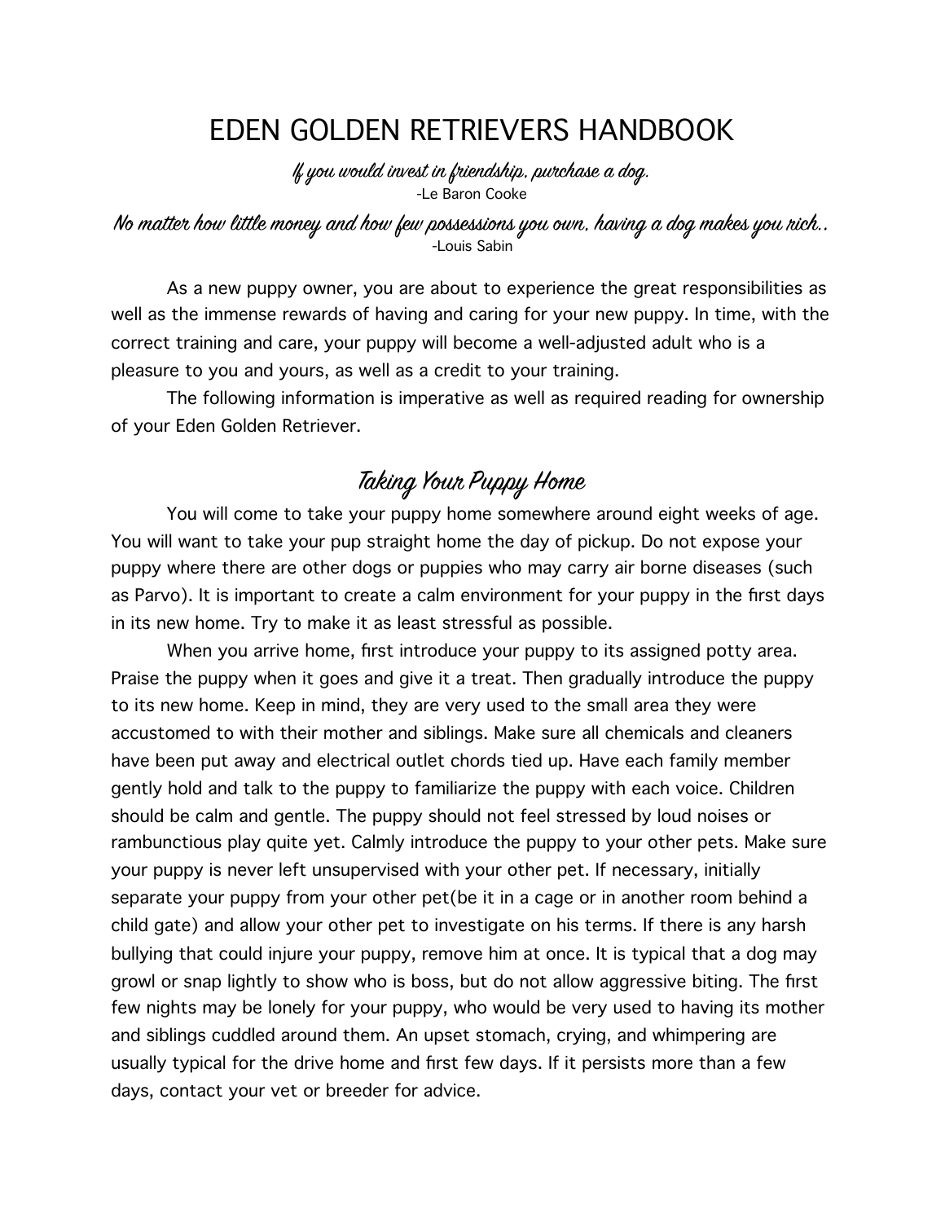# EDEN GOLDEN RETRIEVERS HANDBOOK

*If you would invest in friendship, purchase a dog.*
-Le Baron Cooke

*No matter how little money and how few possessions you own, having a dog makes you rich..*
-Louis Sabin

As a new puppy owner, you are about to experience the great responsibilities as well as the immense rewards of having and caring for your new puppy. In time, with the correct training and care, your puppy will become a well-adjusted adult who is a pleasure to you and yours, as well as a credit to your training.

The following information is imperative as well as required reading for ownership of your Eden Golden Retriever.

## Taking Your Puppy Home

You will come to take your puppy home somewhere around eight weeks of age. You will want to take your pup straight home the day of pickup. Do not expose your puppy where there are other dogs or puppies who may carry air borne diseases (such as Parvo). It is important to create a calm environment for your puppy in the first days in its new home. Try to make it as least stressful as possible.

When you arrive home, first introduce your puppy to its assigned potty area. Praise the puppy when it goes and give it a treat. Then gradually introduce the puppy to its new home. Keep in mind, they are very used to the small area they were accustomed to with their mother and siblings. Make sure all chemicals and cleaners have been put away and electrical outlet chords tied up. Have each family member gently hold and talk to the puppy to familiarize the puppy with each voice. Children should be calm and gentle. The puppy should not feel stressed by loud noises or rambunctious play quite yet. Calmly introduce the puppy to your other pets. Make sure your puppy is never left unsupervised with your other pet. If necessary, initially separate your puppy from your other pet(be it in a cage or in another room behind a child gate) and allow your other pet to investigate on his terms. If there is any harsh bullying that could injure your puppy, remove him at once. It is typical that a dog may growl or snap lightly to show who is boss, but do not allow aggressive biting. The first few nights may be lonely for your puppy, who would be very used to having its mother and siblings cuddled around them. An upset stomach, crying, and whimpering are usually typical for the drive home and first few days. If it persists more than a few days, contact your vet or breeder for advice.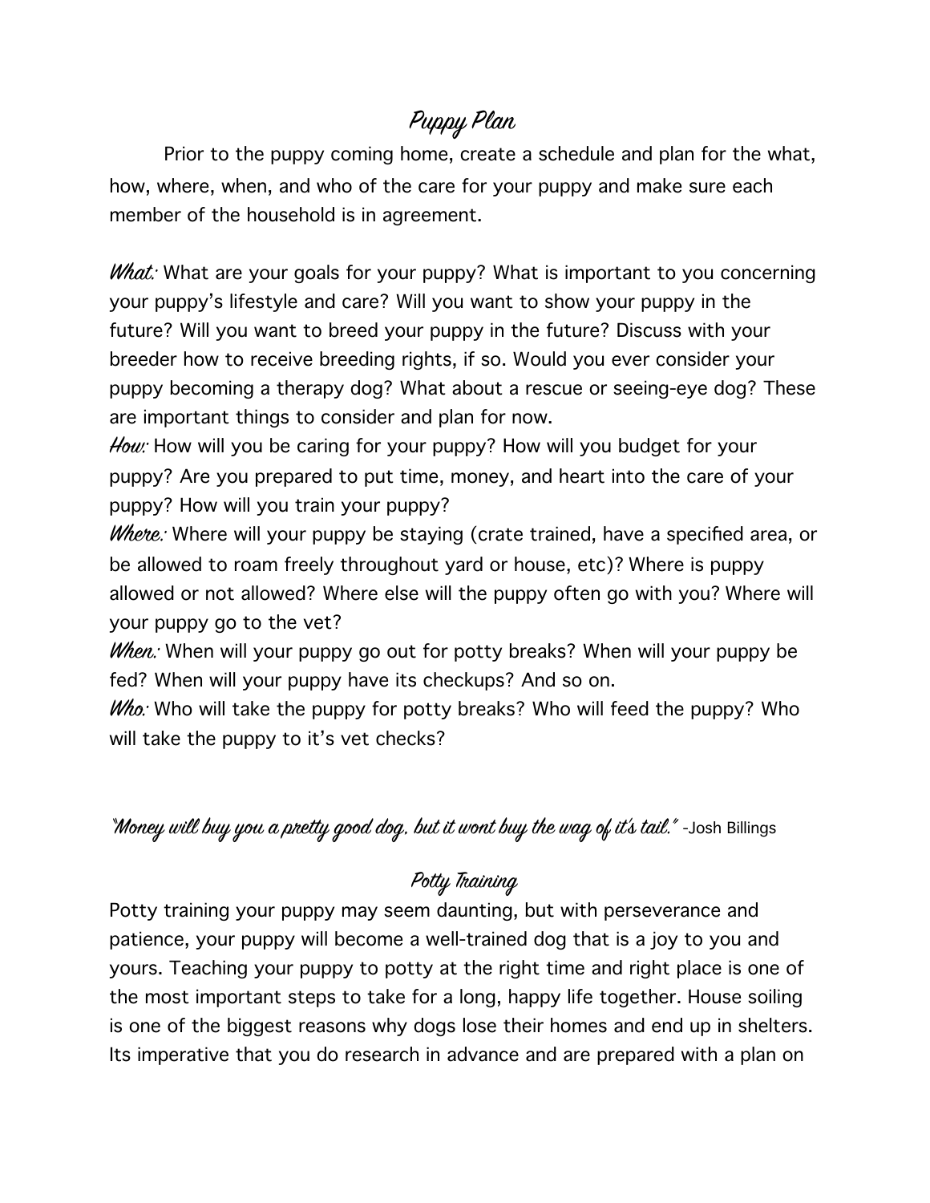# Puppy Plan

Prior to the puppy coming home, create a schedule and plan for the what, how, where, when, and who of the care for your puppy and make sure each member of the household is in agreement.

*What:* What are your goals for your puppy? What is important to you concerning your puppy's lifestyle and care? Will you want to show your puppy in the future? Will you want to breed your puppy in the future? Discuss with your breeder how to receive breeding rights, if so. Would you ever consider your puppy becoming a therapy dog? What about a rescue or seeing-eye dog? These are important things to consider and plan for now.

*How:* How will you be caring for your puppy? How will you budget for your puppy? Are you prepared to put time, money, and heart into the care of your puppy? How will you train your puppy?

*Where:* Where will your puppy be staying (crate trained, have a specified area, or be allowed to roam freely throughout yard or house, etc)? Where is puppy allowed or not allowed? Where else will the puppy often go with you? Where will your puppy go to the vet?

*When:* When will your puppy go out for potty breaks? When will your puppy be fed? When will your puppy have its checkups? And so on.

*Who:* Who will take the puppy for potty breaks? Who will feed the puppy? Who will take the puppy to it's vet checks?

*"Money will buy you a pretty good dog, but it wont buy the wag of it's tail."* -Josh Billings

# Potty Training

Potty training your puppy may seem daunting, but with perseverance and patience, your puppy will become a well-trained dog that is a joy to you and yours. Teaching your puppy to potty at the right time and right place is one of the most important steps to take for a long, happy life together. House soiling is one of the biggest reasons why dogs lose their homes and end up in shelters. Its imperative that you do research in advance and are prepared with a plan on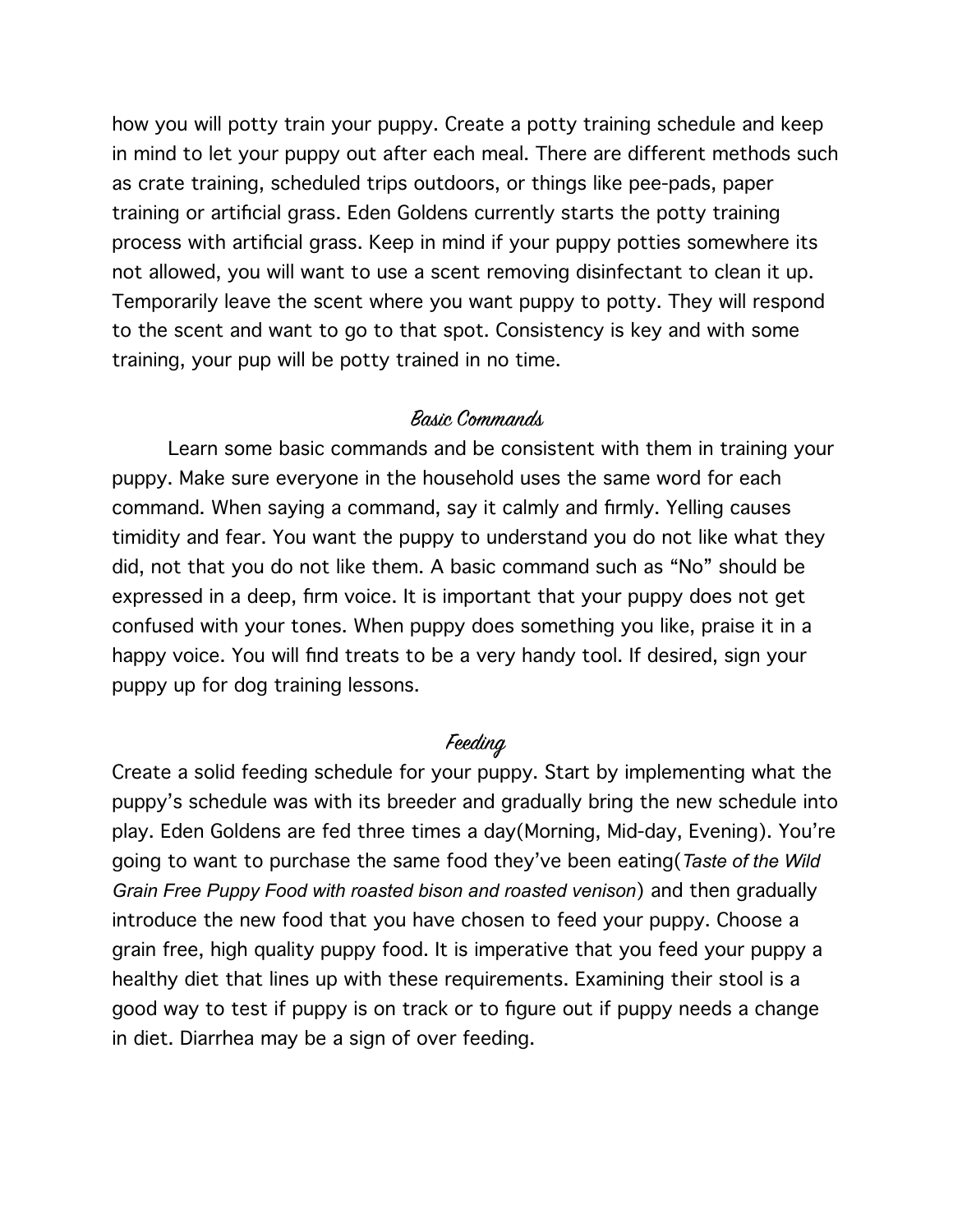how you will potty train your puppy. Create a potty training schedule and keep in mind to let your puppy out after each meal. There are different methods such as crate training, scheduled trips outdoors, or things like pee-pads, paper training or artificial grass. Eden Goldens currently starts the potty training process with artificial grass. Keep in mind if your puppy potties somewhere its not allowed, you will want to use a scent removing disinfectant to clean it up. Temporarily leave the scent where you want puppy to potty. They will respond to the scent and want to go to that spot. Consistency is key and with some training, your pup will be potty trained in no time.

## Basic Commands

Learn some basic commands and be consistent with them in training your puppy. Make sure everyone in the household uses the same word for each command. When saying a command, say it calmly and firmly. Yelling causes timidity and fear. You want the puppy to understand you do not like what they did, not that you do not like them. A basic command such as "No" should be expressed in a deep, firm voice. It is important that your puppy does not get confused with your tones. When puppy does something you like, praise it in a happy voice. You will find treats to be a very handy tool. If desired, sign your puppy up for dog training lessons.

## Feeding

Create a solid feeding schedule for your puppy. Start by implementing what the puppy's schedule was with its breeder and gradually bring the new schedule into play. Eden Goldens are fed three times a day(Morning, Mid-day, Evening). You're going to want to purchase the same food they've been eating(*Taste of the Wild Grain Free Puppy Food with roasted bison and roasted venison*) and then gradually introduce the new food that you have chosen to feed your puppy. Choose a grain free, high quality puppy food. It is imperative that you feed your puppy a healthy diet that lines up with these requirements. Examining their stool is a good way to test if puppy is on track or to figure out if puppy needs a change in diet. Diarrhea may be a sign of over feeding.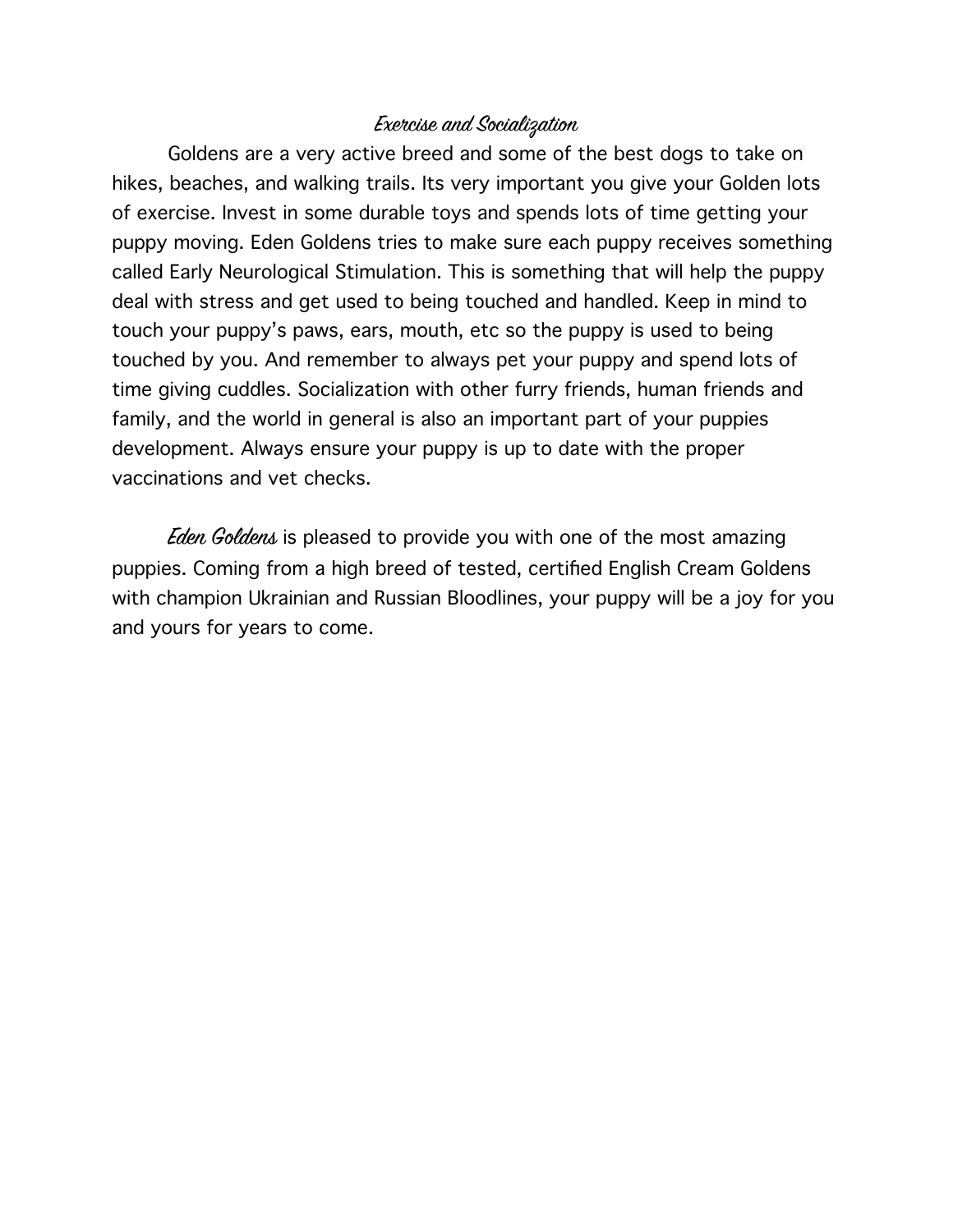## *Exercise and Socialization*

Goldens are a very active breed and some of the best dogs to take on hikes, beaches, and walking trails. Its very important you give your Golden lots of exercise. Invest in some durable toys and spends lots of time getting your puppy moving. Eden Goldens tries to make sure each puppy receives something called Early Neurological Stimulation. This is something that will help the puppy deal with stress and get used to being touched and handled. Keep in mind to touch your puppy's paws, ears, mouth, etc so the puppy is used to being touched by you. And remember to always pet your puppy and spend lots of time giving cuddles. Socialization with other furry friends, human friends and family, and the world in general is also an important part of your puppies development. Always ensure your puppy is up to date with the proper vaccinations and vet checks.

*Eden Goldens* is pleased to provide you with one of the most amazing puppies. Coming from a high breed of tested, certified English Cream Goldens with champion Ukrainian and Russian Bloodlines, your puppy will be a joy for you and yours for years to come.